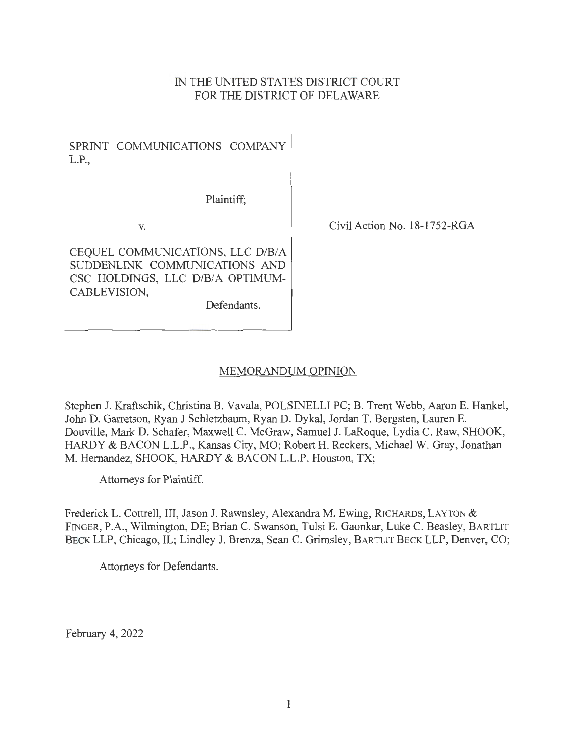IN THE UNITED STATES DISTRICT COURT
FOR THE DISTRICT OF DELAWARE

SPRINT COMMUNICATIONS COMPANY L.P.,

Plaintiff;

v.

CEQUEL COMMUNICATIONS, LLC D/B/A SUDDENLINK COMMUNICATIONS AND CSC HOLDINGS, LLC D/B/A OPTIMUM-CABLEVISION,

Defendants.

Civil Action No. 18-1752-RGA

## MEMORANDUM OPINION

Stephen J. Kraftschik, Christina B. Vavala, POLSINELLI PC; B. Trent Webb, Aaron E. Hankel, John D. Garretson, Ryan J Schletzbaum, Ryan D. Dykal, Jordan T. Bergsten, Lauren E. Douville, Mark D. Schafer, Maxwell C. McGraw, Samuel J. LaRoque, Lydia C. Raw, SHOOK, HARDY & BACON L.L.P., Kansas City, MO; Robert H. Reckers, Michael W. Gray, Jonathan M. Hernandez, SHOOK, HARDY & BACON L.L.P, Houston, TX;

Attorneys for Plaintiff.

Frederick L. Cottrell, III, Jason J. Rawnsley, Alexandra M. Ewing, RICHARDS, LAYTON & FINGER, P.A., Wilmington, DE; Brian C. Swanson, Tulsi E. Gaonkar, Luke C. Beasley, BARTLIT BECK LLP, Chicago, IL; Lindley J. Brenza, Sean C. Grimsley, BARTLIT BECK LLP, Denver, CO;

Attorneys for Defendants.

February 4, 2022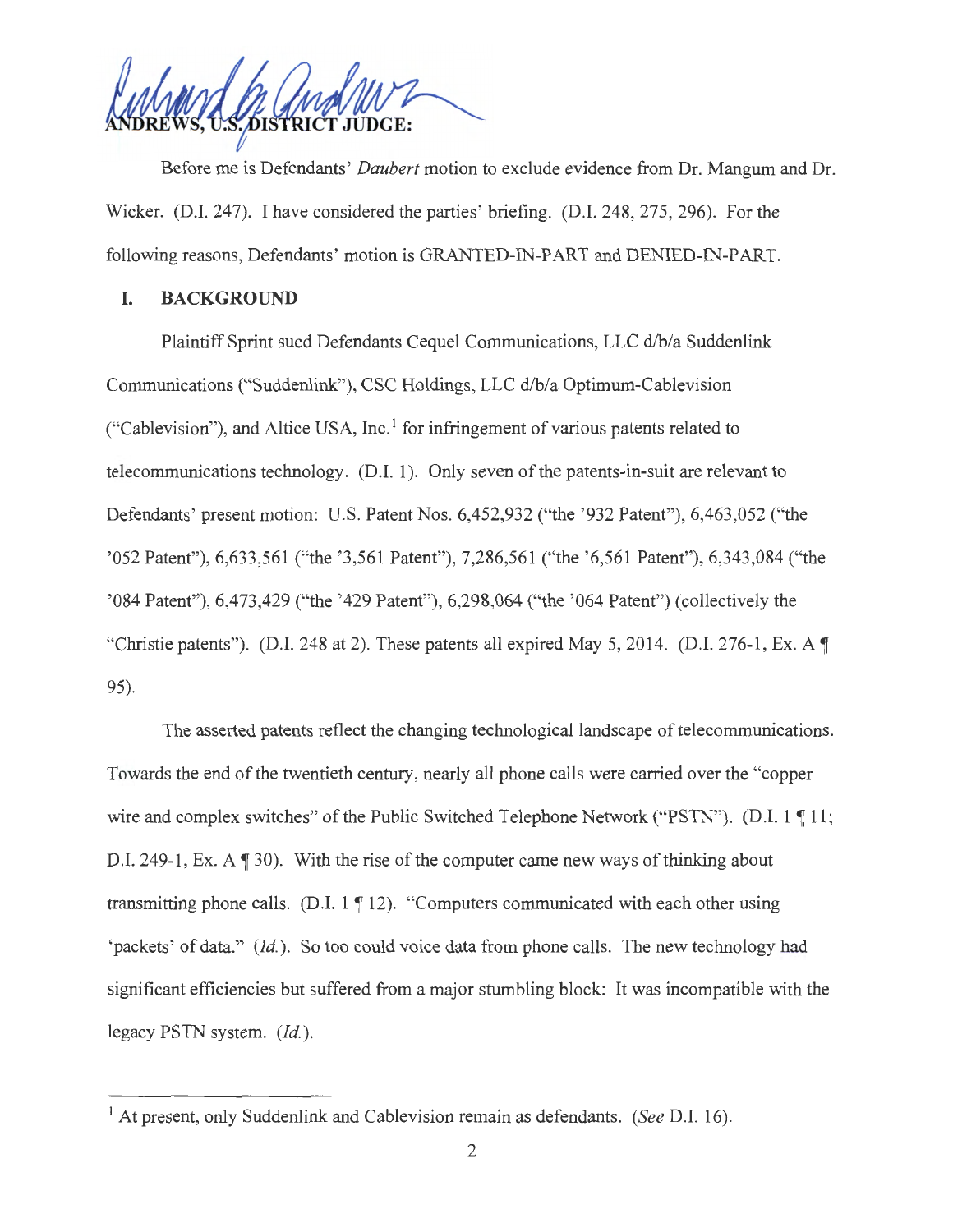**ANDREWS, U.S. DISTRICT JUDGE:**

Before me is Defendants' *Daubert* motion to exclude evidence from Dr. Mangum and Dr. Wicker. (D.I. 247). I have considered the parties' briefing. (D.I. 248, 275, 296). For the following reasons, Defendants' motion is GRANTED-IN-PART and DENIED-IN-PART.

## I. BACKGROUND

Plaintiff Sprint sued Defendants Cequel Communications, LLC d/b/a Suddenlink Communications ("Suddenlink"), CSC Holdings, LLC d/b/a Optimum-Cablevision ("Cablevision"), and Altice USA, Inc.[1] for infringement of various patents related to telecommunications technology. (D.I. 1). Only seven of the patents-in-suit are relevant to Defendants' present motion: U.S. Patent Nos. 6,452,932 ("the '932 Patent"), 6,463,052 ("the '052 Patent"), 6,633,561 ("the '3,561 Patent"), 7,286,561 ("the '6,561 Patent"), 6,343,084 ("the '084 Patent"), 6,473,429 ("the '429 Patent"), 6,298,064 ("the '064 Patent") (collectively the "Christie patents"). (D.I. 248 at 2). These patents all expired May 5, 2014. (D.I. 276-1, Ex. A ¶ 95).

The asserted patents reflect the changing technological landscape of telecommunications. Towards the end of the twentieth century, nearly all phone calls were carried over the "copper wire and complex switches" of the Public Switched Telephone Network ("PSTN"). (D.I. 1 ¶ 11; D.I. 249-1, Ex. A ¶ 30). With the rise of the computer came new ways of thinking about transmitting phone calls. (D.I. 1 ¶ 12). "Computers communicated with each other using 'packets' of data." (*Id.*). So too could voice data from phone calls. The new technology had significant efficiencies but suffered from a major stumbling block: It was incompatible with the legacy PSTN system. (*Id.*).

[1] At present, only Suddenlink and Cablevision remain as defendants. (*See* D.I. 16).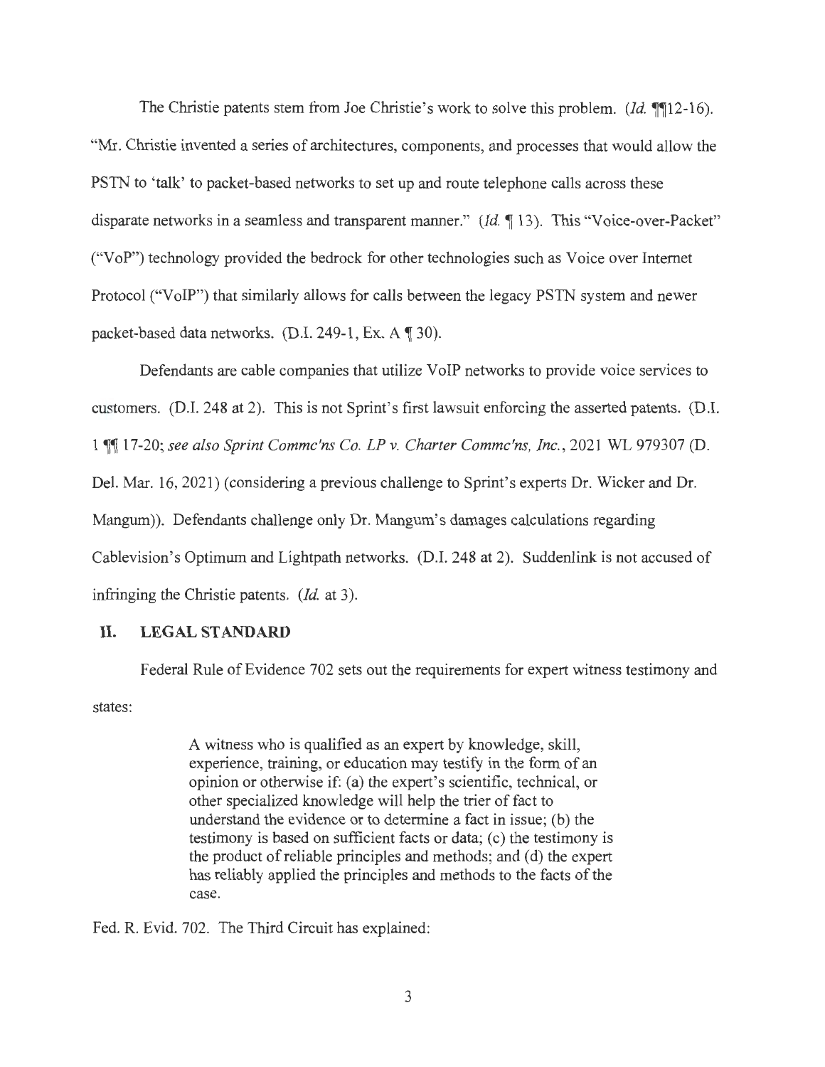The Christie patents stem from Joe Christie's work to solve this problem. (*Id.* ¶¶12-16). "Mr. Christie invented a series of architectures, components, and processes that would allow the PSTN to 'talk' to packet-based networks to set up and route telephone calls across these disparate networks in a seamless and transparent manner." (*Id.* ¶ 13). This "Voice-over-Packet" ("VoP") technology provided the bedrock for other technologies such as Voice over Internet Protocol ("VoIP") that similarly allows for calls between the legacy PSTN system and newer packet-based data networks. (D.I. 249-1, Ex. A ¶ 30).

Defendants are cable companies that utilize VoIP networks to provide voice services to customers. (D.I. 248 at 2). This is not Sprint's first lawsuit enforcing the asserted patents. (D.I. 1 ¶¶ 17-20; *see also Sprint Commc'ns Co. LP v. Charter Commc'ns, Inc.*, 2021 WL 979307 (D. Del. Mar. 16, 2021) (considering a previous challenge to Sprint's experts Dr. Wicker and Dr. Mangum)). Defendants challenge only Dr. Mangum's damages calculations regarding Cablevision's Optimum and Lightpath networks. (D.I. 248 at 2). Suddenlink is not accused of infringing the Christie patents. (*Id.* at 3).

## II. LEGAL STANDARD

Federal Rule of Evidence 702 sets out the requirements for expert witness testimony and states:

> A witness who is qualified as an expert by knowledge, skill, experience, training, or education may testify in the form of an opinion or otherwise if: (a) the expert's scientific, technical, or other specialized knowledge will help the trier of fact to understand the evidence or to determine a fact in issue; (b) the testimony is based on sufficient facts or data; (c) the testimony is the product of reliable principles and methods; and (d) the expert has reliably applied the principles and methods to the facts of the case.

Fed. R. Evid. 702. The Third Circuit has explained: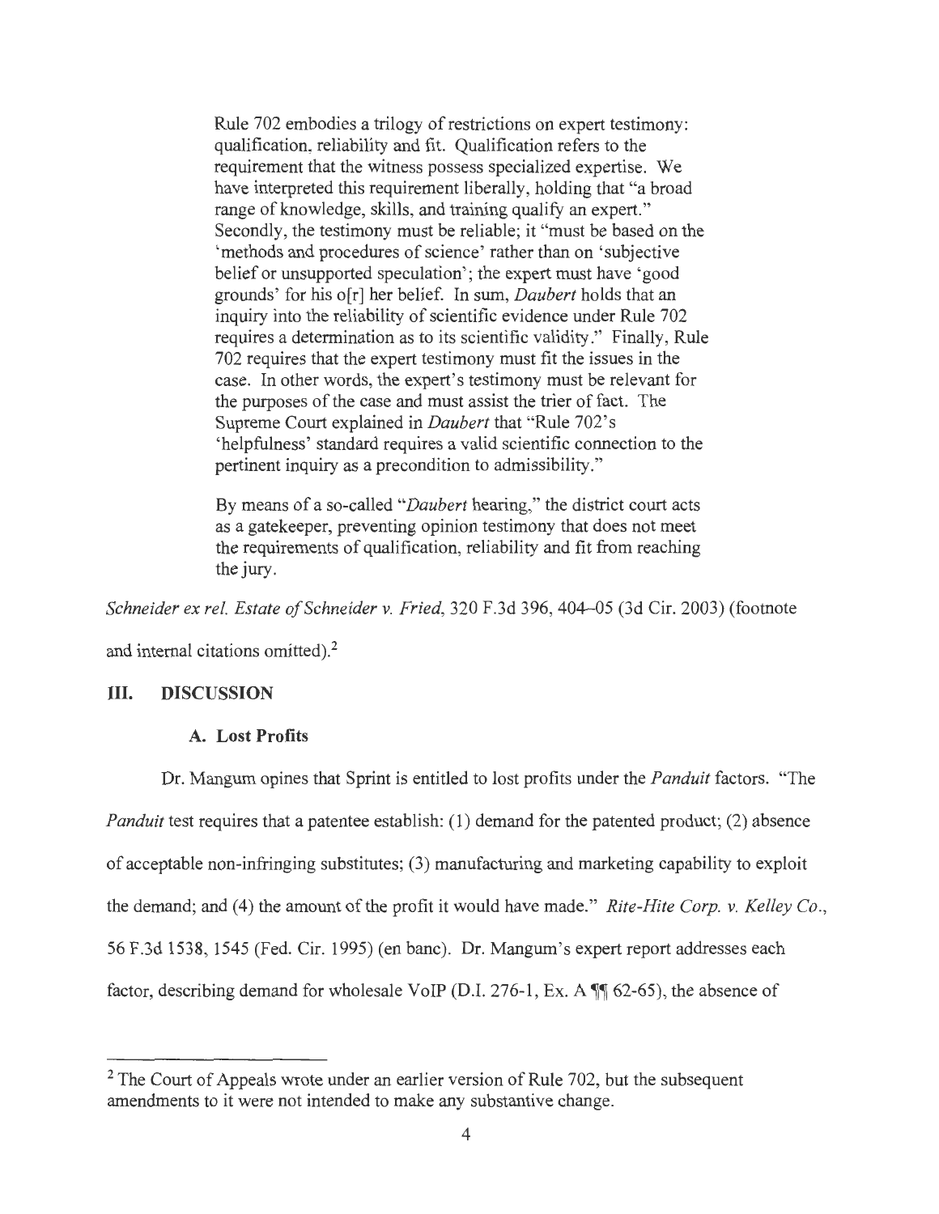> Rule 702 embodies a trilogy of restrictions on expert testimony: qualification, reliability and fit. Qualification refers to the requirement that the witness possess specialized expertise. We have interpreted this requirement liberally, holding that "a broad range of knowledge, skills, and training qualify an expert." Secondly, the testimony must be reliable; it "must be based on the 'methods and procedures of science' rather than on 'subjective belief or unsupported speculation'; the expert must have 'good grounds' for his o[r] her belief. In sum, *Daubert* holds that an inquiry into the reliability of scientific evidence under Rule 702 requires a determination as to its scientific validity." Finally, Rule 702 requires that the expert testimony must fit the issues in the case. In other words, the expert's testimony must be relevant for the purposes of the case and must assist the trier of fact. The Supreme Court explained in *Daubert* that "Rule 702's 'helpfulness' standard requires a valid scientific connection to the pertinent inquiry as a precondition to admissibility."
>
> By means of a so-called "*Daubert* hearing," the district court acts as a gatekeeper, preventing opinion testimony that does not meet the requirements of qualification, reliability and fit from reaching the jury.

*Schneider ex rel. Estate of Schneider v. Fried*, 320 F.3d 396, 404–05 (3d Cir. 2003) (footnote and internal citations omitted).[2]

## III. DISCUSSION

### A. Lost Profits

Dr. Mangum opines that Sprint is entitled to lost profits under the *Panduit* factors. "The *Panduit* test requires that a patentee establish: (1) demand for the patented product; (2) absence of acceptable non-infringing substitutes; (3) manufacturing and marketing capability to exploit the demand; and (4) the amount of the profit it would have made." *Rite-Hite Corp. v. Kelley Co.*, 56 F.3d 1538, 1545 (Fed. Cir. 1995) (en banc). Dr. Mangum's expert report addresses each factor, describing demand for wholesale VoIP (D.I. 276-1, Ex. A ¶¶ 62-65), the absence of

---

[2] The Court of Appeals wrote under an earlier version of Rule 702, but the subsequent amendments to it were not intended to make any substantive change.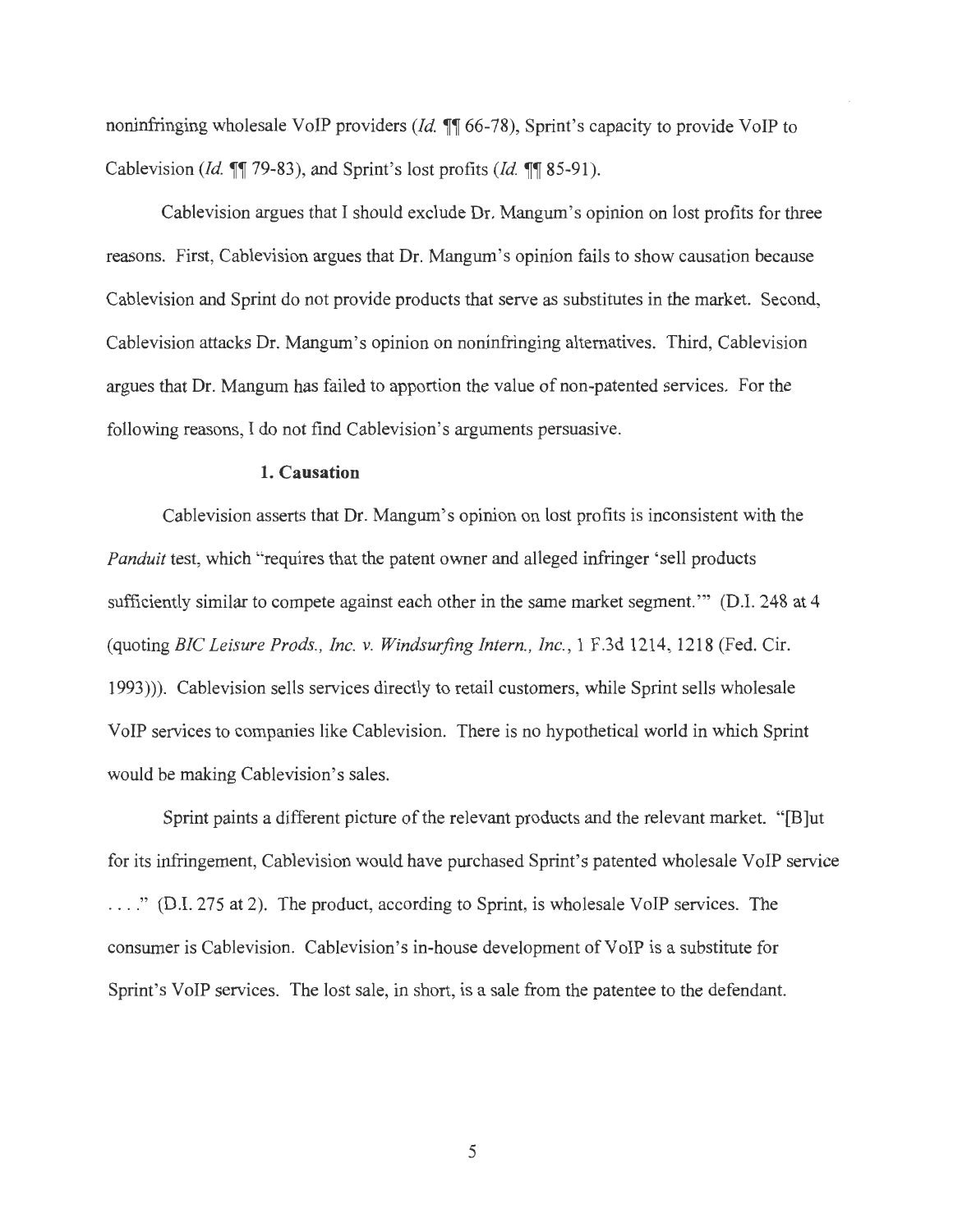noninfringing wholesale VoIP providers (*Id.* ¶¶ 66-78), Sprint's capacity to provide VoIP to Cablevision (*Id.* ¶¶ 79-83), and Sprint's lost profits (*Id.* ¶¶ 85-91).

Cablevision argues that I should exclude Dr. Mangum's opinion on lost profits for three reasons. First, Cablevision argues that Dr. Mangum's opinion fails to show causation because Cablevision and Sprint do not provide products that serve as substitutes in the market. Second, Cablevision attacks Dr. Mangum's opinion on noninfringing alternatives. Third, Cablevision argues that Dr. Mangum has failed to apportion the value of non-patented services. For the following reasons, I do not find Cablevision's arguments persuasive.

**1. Causation**

Cablevision asserts that Dr. Mangum's opinion on lost profits is inconsistent with the *Panduit* test, which "requires that the patent owner and alleged infringer 'sell products sufficiently similar to compete against each other in the same market segment.'" (D.I. 248 at 4 (quoting *BIC Leisure Prods., Inc. v. Windsurfing Intern., Inc.*, 1 F.3d 1214, 1218 (Fed. Cir. 1993))). Cablevision sells services directly to retail customers, while Sprint sells wholesale VoIP services to companies like Cablevision. There is no hypothetical world in which Sprint would be making Cablevision's sales.

Sprint paints a different picture of the relevant products and the relevant market. "[B]ut for its infringement, Cablevision would have purchased Sprint's patented wholesale VoIP service . . . ." (D.I. 275 at 2). The product, according to Sprint, is wholesale VoIP services. The consumer is Cablevision. Cablevision's in-house development of VoIP is a substitute for Sprint's VoIP services. The lost sale, in short, is a sale from the patentee to the defendant.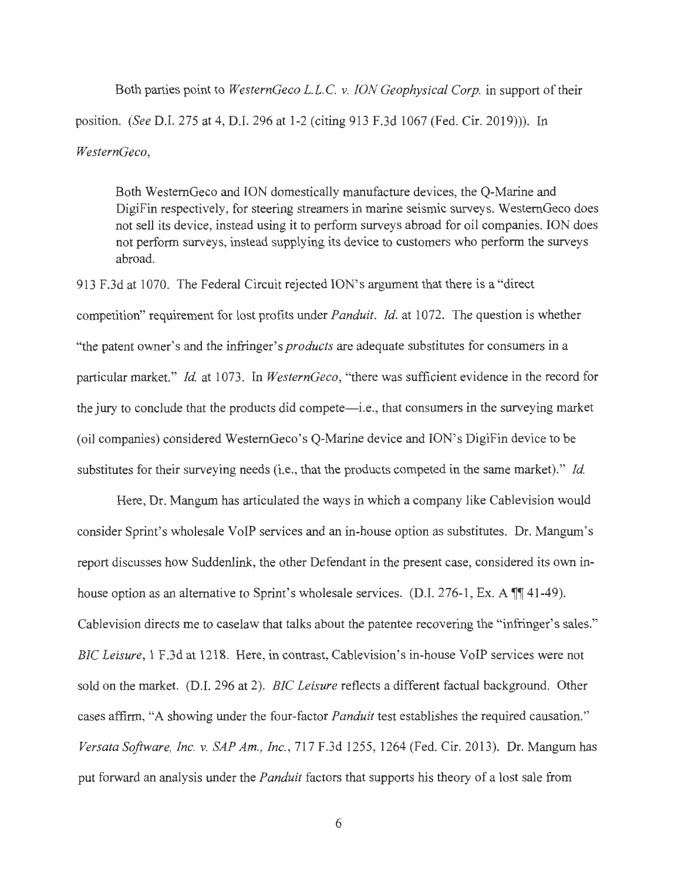Both parties point to *WesternGeco L.L.C. v. ION Geophysical Corp.* in support of their position. (*See* D.I. 275 at 4, D.I. 296 at 1-2 (citing 913 F.3d 1067 (Fed. Cir. 2019))). In *WesternGeco*,

> Both WesternGeco and ION domestically manufacture devices, the Q-Marine and DigiFin respectively, for steering streamers in marine seismic surveys. WesternGeco does not sell its device, instead using it to perform surveys abroad for oil companies. ION does not perform surveys, instead supplying its device to customers who perform the surveys abroad.

913 F.3d at 1070. The Federal Circuit rejected ION's argument that there is a "direct competition" requirement for lost profits under *Panduit*. *Id.* at 1072. The question is whether "the patent owner's and the infringer's *products* are adequate substitutes for consumers in a particular market." *Id.* at 1073. In *WesternGeco*, "there was sufficient evidence in the record for the jury to conclude that the products did compete—i.e., that consumers in the surveying market (oil companies) considered WesternGeco's Q-Marine device and ION's DigiFin device to be substitutes for their surveying needs (i.e., that the products competed in the same market)." *Id.*

Here, Dr. Mangum has articulated the ways in which a company like Cablevision would consider Sprint's wholesale VoIP services and an in-house option as substitutes. Dr. Mangum's report discusses how Suddenlink, the other Defendant in the present case, considered its own in-house option as an alternative to Sprint's wholesale services. (D.I. 276-1, Ex. A ¶¶ 41-49). Cablevision directs me to caselaw that talks about the patentee recovering the "infringer's sales." *BIC Leisure*, 1 F.3d at 1218. Here, in contrast, Cablevision's in-house VoIP services were not sold on the market. (D.I. 296 at 2). *BIC Leisure* reflects a different factual background. Other cases affirm, "A showing under the four-factor *Panduit* test establishes the required causation." *Versata Software, Inc. v. SAP Am., Inc.*, 717 F.3d 1255, 1264 (Fed. Cir. 2013). Dr. Mangum has put forward an analysis under the *Panduit* factors that supports his theory of a lost sale from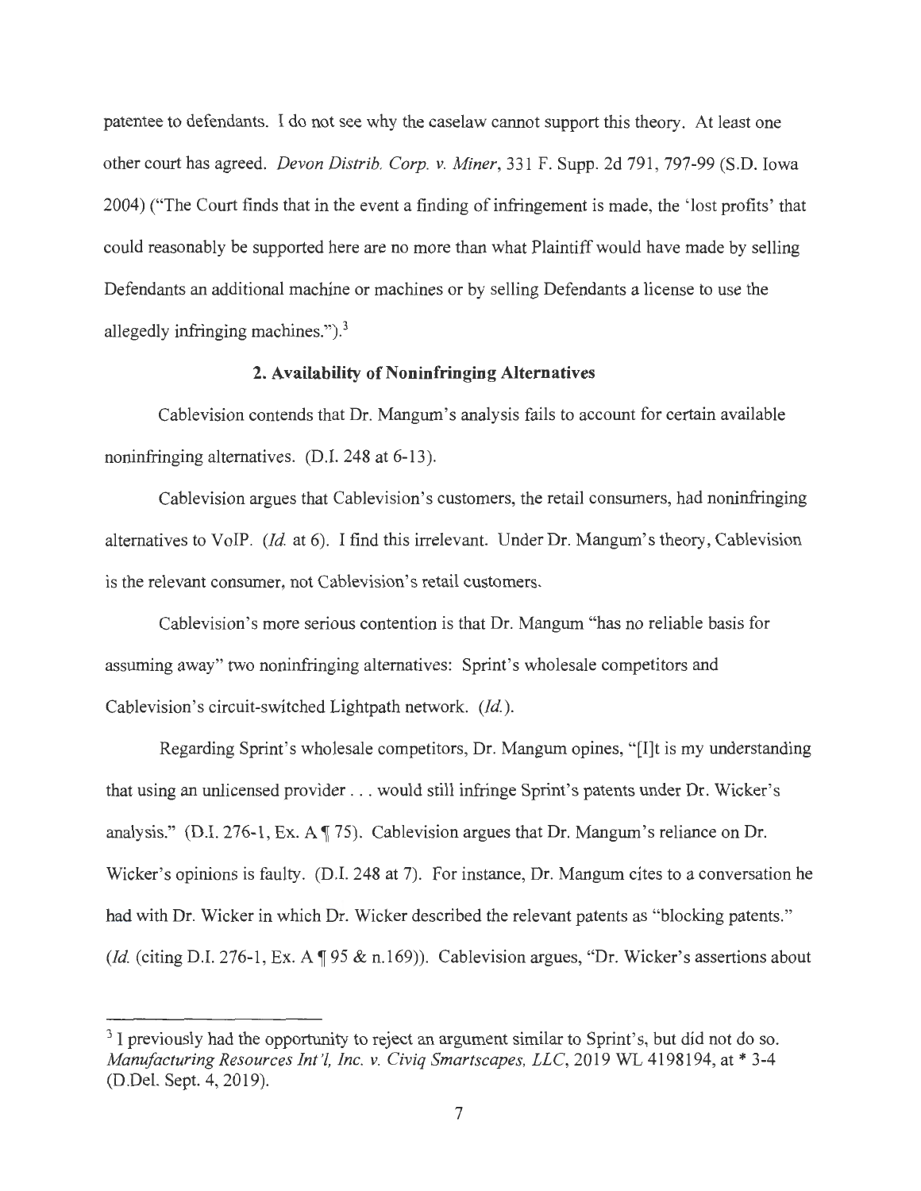patentee to defendants. I do not see why the caselaw cannot support this theory. At least one other court has agreed. *Devon Distrib. Corp. v. Miner*, 331 F. Supp. 2d 791, 797-99 (S.D. Iowa 2004) ("The Court finds that in the event a finding of infringement is made, the 'lost profits' that could reasonably be supported here are no more than what Plaintiff would have made by selling Defendants an additional machine or machines or by selling Defendants a license to use the allegedly infringing machines.").[3]

### 2. Availability of Noninfringing Alternatives

Cablevision contends that Dr. Mangum's analysis fails to account for certain available noninfringing alternatives. (D.I. 248 at 6-13).

Cablevision argues that Cablevision's customers, the retail consumers, had noninfringing alternatives to VoIP. (*Id.* at 6). I find this irrelevant. Under Dr. Mangum's theory, Cablevision is the relevant consumer, not Cablevision's retail customers.

Cablevision's more serious contention is that Dr. Mangum "has no reliable basis for assuming away" two noninfringing alternatives: Sprint's wholesale competitors and Cablevision's circuit-switched Lightpath network. (*Id.*).

Regarding Sprint's wholesale competitors, Dr. Mangum opines, "[I]t is my understanding that using an unlicensed provider . . . would still infringe Sprint's patents under Dr. Wicker's analysis." (D.I. 276-1, Ex. A ¶ 75). Cablevision argues that Dr. Mangum's reliance on Dr. Wicker's opinions is faulty. (D.I. 248 at 7). For instance, Dr. Mangum cites to a conversation he had with Dr. Wicker in which Dr. Wicker described the relevant patents as "blocking patents." (*Id.* (citing D.I. 276-1, Ex. A ¶ 95 & n.169)). Cablevision argues, "Dr. Wicker's assertions about

---

[3] I previously had the opportunity to reject an argument similar to Sprint's, but did not do so. *Manufacturing Resources Int'l, Inc. v. Civiq Smartscapes, LLC*, 2019 WL 4198194, at * 3-4 (D.Del. Sept. 4, 2019).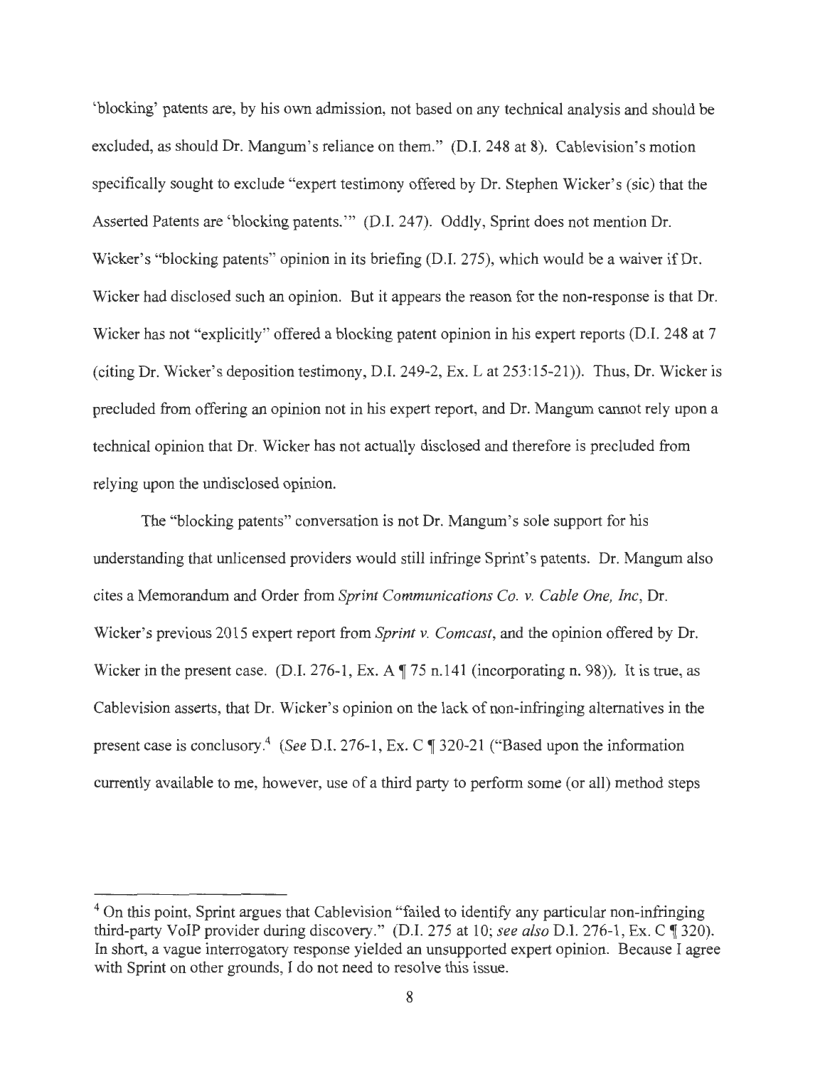'blocking' patents are, by his own admission, not based on any technical analysis and should be excluded, as should Dr. Mangum's reliance on them." (D.I. 248 at 8). Cablevision's motion specifically sought to exclude "expert testimony offered by Dr. Stephen Wicker's (sic) that the Asserted Patents are 'blocking patents.'" (D.I. 247). Oddly, Sprint does not mention Dr. Wicker's "blocking patents" opinion in its briefing (D.I. 275), which would be a waiver if Dr. Wicker had disclosed such an opinion. But it appears the reason for the non-response is that Dr. Wicker has not "explicitly" offered a blocking patent opinion in his expert reports (D.I. 248 at 7 (citing Dr. Wicker's deposition testimony, D.I. 249-2, Ex. L at 253:15-21)). Thus, Dr. Wicker is precluded from offering an opinion not in his expert report, and Dr. Mangum cannot rely upon a technical opinion that Dr. Wicker has not actually disclosed and therefore is precluded from relying upon the undisclosed opinion.

The "blocking patents" conversation is not Dr. Mangum's sole support for his understanding that unlicensed providers would still infringe Sprint's patents. Dr. Mangum also cites a Memorandum and Order from *Sprint Communications Co. v. Cable One, Inc*, Dr. Wicker's previous 2015 expert report from *Sprint v. Comcast*, and the opinion offered by Dr. Wicker in the present case. (D.I. 276-1, Ex. A ¶ 75 n.141 (incorporating n. 98)). It is true, as Cablevision asserts, that Dr. Wicker's opinion on the lack of non-infringing alternatives in the present case is conclusory.[4] (*See* D.I. 276-1, Ex. C ¶ 320-21 ("Based upon the information currently available to me, however, use of a third party to perform some (or all) method steps

[4] On this point, Sprint argues that Cablevision "failed to identify any particular non-infringing third-party VoIP provider during discovery." (D.I. 275 at 10; *see also* D.I. 276-1, Ex. C ¶ 320). In short, a vague interrogatory response yielded an unsupported expert opinion. Because I agree with Sprint on other grounds, I do not need to resolve this issue.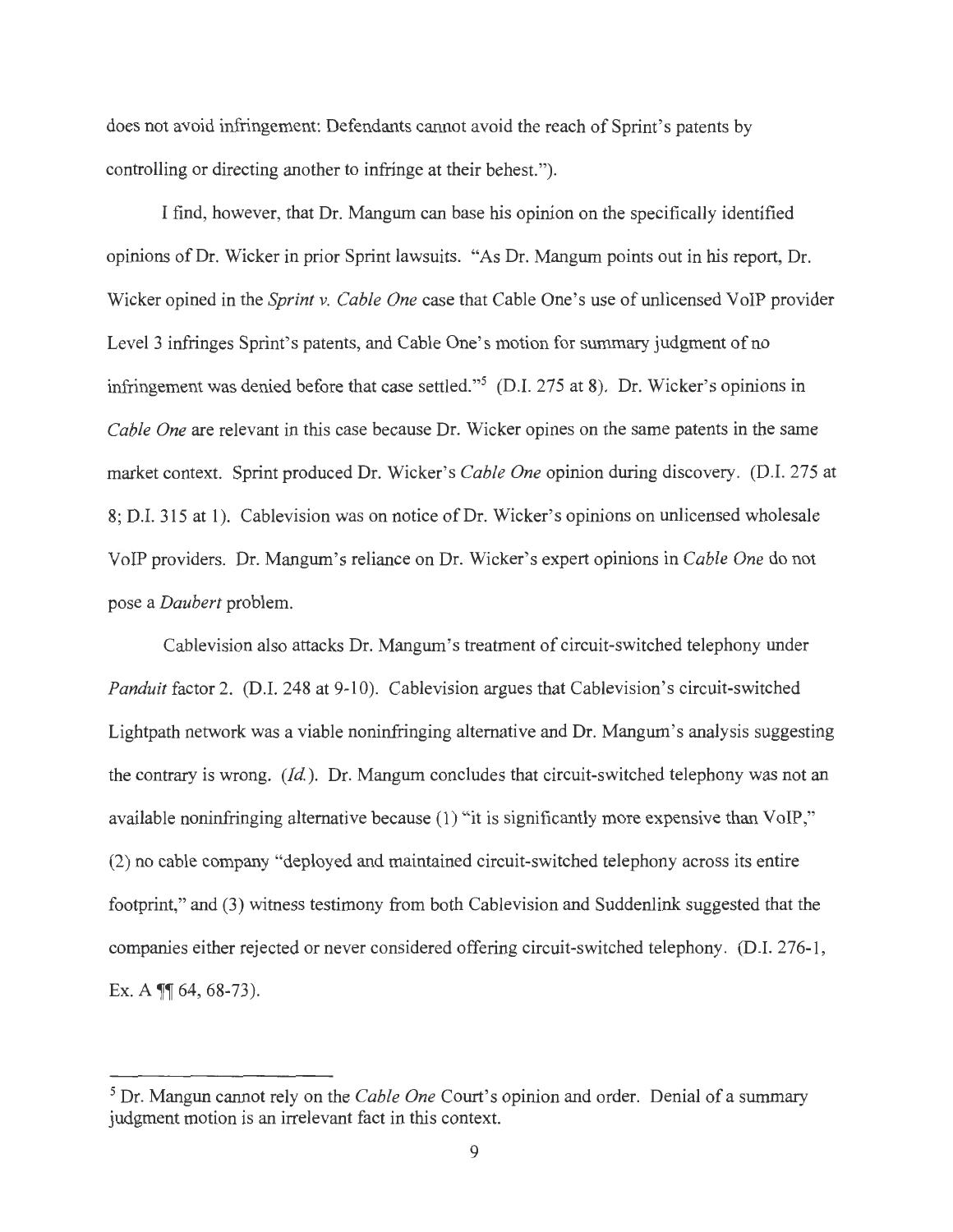does not avoid infringement: Defendants cannot avoid the reach of Sprint's patents by controlling or directing another to infringe at their behest.").

I find, however, that Dr. Mangum can base his opinion on the specifically identified opinions of Dr. Wicker in prior Sprint lawsuits. "As Dr. Mangum points out in his report, Dr. Wicker opined in the *Sprint v. Cable One* case that Cable One's use of unlicensed VoIP provider Level 3 infringes Sprint's patents, and Cable One's motion for summary judgment of no infringement was denied before that case settled."[5] (D.I. 275 at 8). Dr. Wicker's opinions in *Cable One* are relevant in this case because Dr. Wicker opines on the same patents in the same market context. Sprint produced Dr. Wicker's *Cable One* opinion during discovery. (D.I. 275 at 8; D.I. 315 at 1). Cablevision was on notice of Dr. Wicker's opinions on unlicensed wholesale VoIP providers. Dr. Mangum's reliance on Dr. Wicker's expert opinions in *Cable One* do not pose a *Daubert* problem.

Cablevision also attacks Dr. Mangum's treatment of circuit-switched telephony under *Panduit* factor 2. (D.I. 248 at 9-10). Cablevision argues that Cablevision's circuit-switched Lightpath network was a viable noninfringing alternative and Dr. Mangum's analysis suggesting the contrary is wrong. (*Id.*). Dr. Mangum concludes that circuit-switched telephony was not an available noninfringing alternative because (1) "it is significantly more expensive than VoIP," (2) no cable company "deployed and maintained circuit-switched telephony across its entire footprint," and (3) witness testimony from both Cablevision and Suddenlink suggested that the companies either rejected or never considered offering circuit-switched telephony. (D.I. 276-1, Ex. A ¶¶ 64, 68-73).

---

[5] Dr. Mangun cannot rely on the *Cable One* Court's opinion and order. Denial of a summary judgment motion is an irrelevant fact in this context.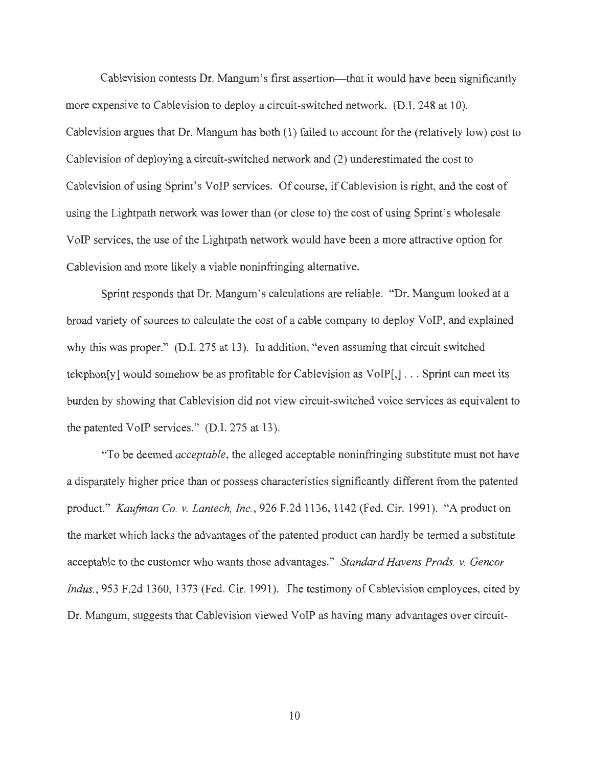Cablevision contests Dr. Mangum's first assertion—that it would have been significantly more expensive to Cablevision to deploy a circuit-switched network. (D.I. 248 at 10). Cablevision argues that Dr. Mangum has both (1) failed to account for the (relatively low) cost to Cablevision of deploying a circuit-switched network and (2) underestimated the cost to Cablevision of using Sprint's VoIP services. Of course, if Cablevision is right, and the cost of using the Lightpath network was lower than (or close to) the cost of using Sprint's wholesale VoIP services, the use of the Lightpath network would have been a more attractive option for Cablevision and more likely a viable noninfringing alternative.

Sprint responds that Dr. Mangum's calculations are reliable. "Dr. Mangum looked at a broad variety of sources to calculate the cost of a cable company to deploy VoIP, and explained why this was proper." (D.I. 275 at 13). In addition, "even assuming that circuit switched telephon[y] would somehow be as profitable for Cablevision as VoIP[,] . . . Sprint can meet its burden by showing that Cablevision did not view circuit-switched voice services as equivalent to the patented VoIP services." (D.I. 275 at 13).

"To be deemed *acceptable*, the alleged acceptable noninfringing substitute must not have a disparately higher price than or possess characteristics significantly different from the patented product." *Kaufman Co. v. Lantech, Inc.*, 926 F.2d 1136, 1142 (Fed. Cir. 1991). "A product on the market which lacks the advantages of the patented product can hardly be termed a substitute acceptable to the customer who wants those advantages." *Standard Havens Prods. v. Gencor Indus.*, 953 F.2d 1360, 1373 (Fed. Cir. 1991). The testimony of Cablevision employees, cited by Dr. Mangum, suggests that Cablevision viewed VoIP as having many advantages over circuit-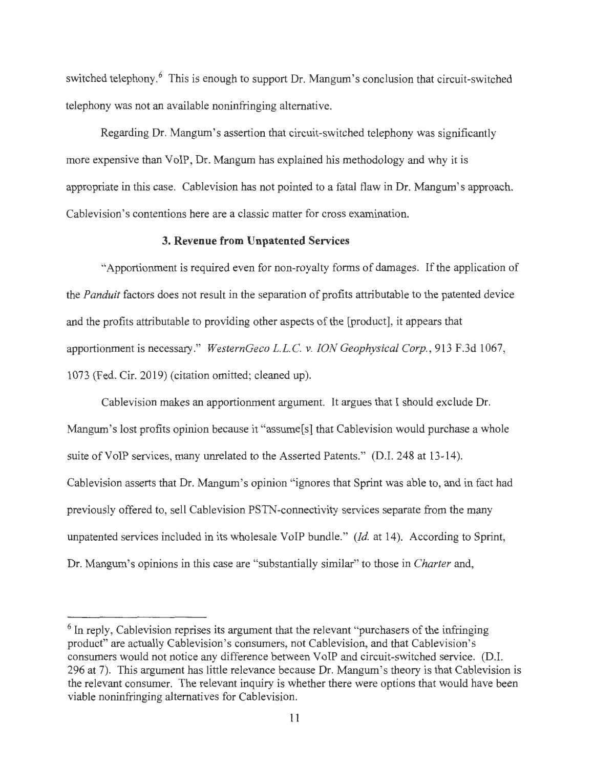switched telephony.[6] This is enough to support Dr. Mangum's conclusion that circuit-switched telephony was not an available noninfringing alternative.

Regarding Dr. Mangum's assertion that circuit-switched telephony was significantly more expensive than VoIP, Dr. Mangum has explained his methodology and why it is appropriate in this case. Cablevision has not pointed to a fatal flaw in Dr. Mangum's approach. Cablevision's contentions here are a classic matter for cross examination.

### 3. Revenue from Unpatented Services

"Apportionment is required even for non-royalty forms of damages. If the application of the *Panduit* factors does not result in the separation of profits attributable to the patented device and the profits attributable to providing other aspects of the [product], it appears that apportionment is necessary." *WesternGeco L.L.C. v. ION Geophysical Corp.*, 913 F.3d 1067, 1073 (Fed. Cir. 2019) (citation omitted; cleaned up).

Cablevision makes an apportionment argument. It argues that I should exclude Dr. Mangum's lost profits opinion because it "assume[s] that Cablevision would purchase a whole suite of VoIP services, many unrelated to the Asserted Patents." (D.I. 248 at 13-14). Cablevision asserts that Dr. Mangum's opinion "ignores that Sprint was able to, and in fact had previously offered to, sell Cablevision PSTN-connectivity services separate from the many unpatented services included in its wholesale VoIP bundle." (*Id.* at 14). According to Sprint, Dr. Mangum's opinions in this case are "substantially similar" to those in *Charter* and,

---

[6] In reply, Cablevision reprises its argument that the relevant "purchasers of the infringing product" are actually Cablevision's consumers, not Cablevision, and that Cablevision's consumers would not notice any difference between VoIP and circuit-switched service. (D.I. 296 at 7). This argument has little relevance because Dr. Mangum's theory is that Cablevision is the relevant consumer. The relevant inquiry is whether there were options that would have been viable noninfringing alternatives for Cablevision.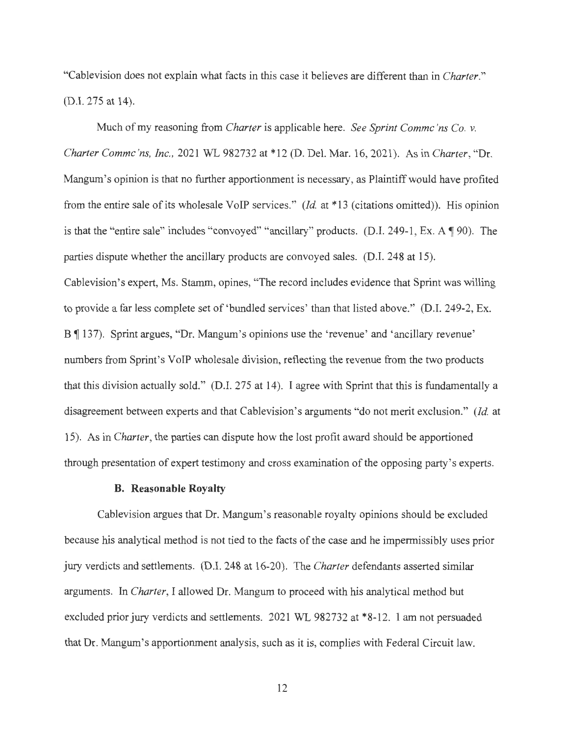"Cablevision does not explain what facts in this case it believes are different than in *Charter*." (D.I. 275 at 14).

Much of my reasoning from *Charter* is applicable here. *See Sprint Commc'ns Co. v. Charter Commc'ns, Inc.*, 2021 WL 982732 at *12 (D. Del. Mar. 16, 2021). As in *Charter*, "Dr. Mangum's opinion is that no further apportionment is necessary, as Plaintiff would have profited from the entire sale of its wholesale VoIP services." (*Id.* at *13 (citations omitted)). His opinion is that the "entire sale" includes "convoyed" "ancillary" products. (D.I. 249-1, Ex. A ¶ 90). The parties dispute whether the ancillary products are convoyed sales. (D.I. 248 at 15). Cablevision's expert, Ms. Stamm, opines, "The record includes evidence that Sprint was willing to provide a far less complete set of 'bundled services' than that listed above." (D.I. 249-2, Ex. B ¶ 137). Sprint argues, "Dr. Mangum's opinions use the 'revenue' and 'ancillary revenue' numbers from Sprint's VoIP wholesale division, reflecting the revenue from the two products that this division actually sold." (D.I. 275 at 14). I agree with Sprint that this is fundamentally a disagreement between experts and that Cablevision's arguments "do not merit exclusion." (*Id.* at 15). As in *Charter*, the parties can dispute how the lost profit award should be apportioned through presentation of expert testimony and cross examination of the opposing party's experts.

### B. Reasonable Royalty

Cablevision argues that Dr. Mangum's reasonable royalty opinions should be excluded because his analytical method is not tied to the facts of the case and he impermissibly uses prior jury verdicts and settlements. (D.I. 248 at 16-20). The *Charter* defendants asserted similar arguments. In *Charter*, I allowed Dr. Mangum to proceed with his analytical method but excluded prior jury verdicts and settlements. 2021 WL 982732 at *8-12. I am not persuaded that Dr. Mangum's apportionment analysis, such as it is, complies with Federal Circuit law.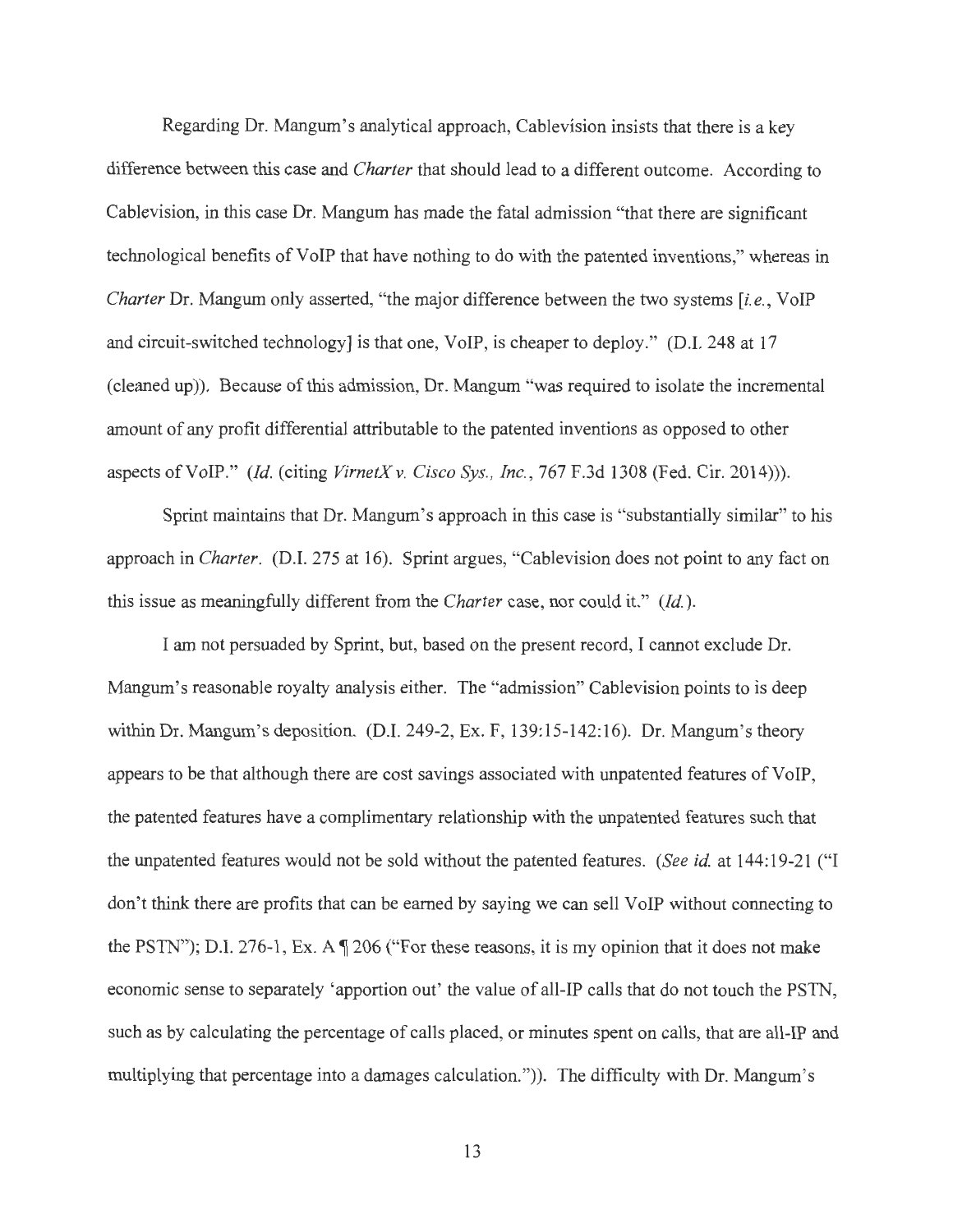Regarding Dr. Mangum's analytical approach, Cablevision insists that there is a key difference between this case and *Charter* that should lead to a different outcome. According to Cablevision, in this case Dr. Mangum has made the fatal admission "that there are significant technological benefits of VoIP that have nothing to do with the patented inventions," whereas in *Charter* Dr. Mangum only asserted, "the major difference between the two systems [*i.e.*, VoIP and circuit-switched technology] is that one, VoIP, is cheaper to deploy." (D.I. 248 at 17 (cleaned up)). Because of this admission, Dr. Mangum "was required to isolate the incremental amount of any profit differential attributable to the patented inventions as opposed to other aspects of VoIP." (*Id.* (citing *VirnetX v. Cisco Sys., Inc.*, 767 F.3d 1308 (Fed. Cir. 2014))).

Sprint maintains that Dr. Mangum's approach in this case is "substantially similar" to his approach in *Charter*. (D.I. 275 at 16). Sprint argues, "Cablevision does not point to any fact on this issue as meaningfully different from the *Charter* case, nor could it." (*Id.*).

I am not persuaded by Sprint, but, based on the present record, I cannot exclude Dr. Mangum's reasonable royalty analysis either. The "admission" Cablevision points to is deep within Dr. Mangum's deposition. (D.I. 249-2, Ex. F, 139:15-142:16). Dr. Mangum's theory appears to be that although there are cost savings associated with unpatented features of VoIP, the patented features have a complimentary relationship with the unpatented features such that the unpatented features would not be sold without the patented features. (*See id.* at 144:19-21 ("I don't think there are profits that can be earned by saying we can sell VoIP without connecting to the PSTN"); D.I. 276-1, Ex. A ¶ 206 ("For these reasons, it is my opinion that it does not make economic sense to separately 'apportion out' the value of all-IP calls that do not touch the PSTN, such as by calculating the percentage of calls placed, or minutes spent on calls, that are all-IP and multiplying that percentage into a damages calculation.")). The difficulty with Dr. Mangum's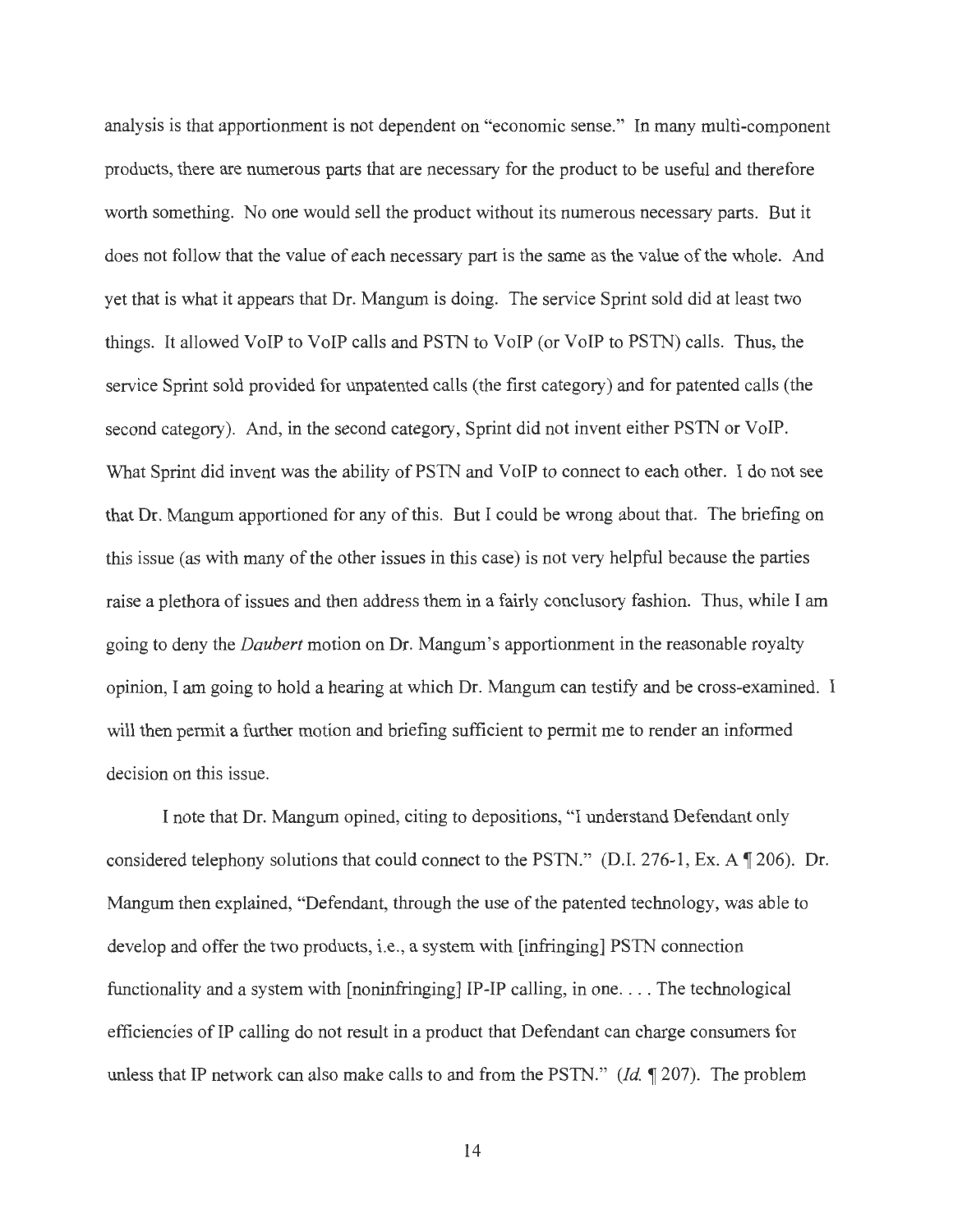analysis is that apportionment is not dependent on "economic sense." In many multi-component products, there are numerous parts that are necessary for the product to be useful and therefore worth something. No one would sell the product without its numerous necessary parts. But it does not follow that the value of each necessary part is the same as the value of the whole. And yet that is what it appears that Dr. Mangum is doing. The service Sprint sold did at least two things. It allowed VoIP to VoIP calls and PSTN to VoIP (or VoIP to PSTN) calls. Thus, the service Sprint sold provided for unpatented calls (the first category) and for patented calls (the second category). And, in the second category, Sprint did not invent either PSTN or VoIP. What Sprint did invent was the ability of PSTN and VoIP to connect to each other. I do not see that Dr. Mangum apportioned for any of this. But I could be wrong about that. The briefing on this issue (as with many of the other issues in this case) is not very helpful because the parties raise a plethora of issues and then address them in a fairly conclusory fashion. Thus, while I am going to deny the *Daubert* motion on Dr. Mangum's apportionment in the reasonable royalty opinion, I am going to hold a hearing at which Dr. Mangum can testify and be cross-examined. I will then permit a further motion and briefing sufficient to permit me to render an informed decision on this issue.

I note that Dr. Mangum opined, citing to depositions, "I understand Defendant only considered telephony solutions that could connect to the PSTN." (D.I. 276-1, Ex. A ¶ 206). Dr. Mangum then explained, "Defendant, through the use of the patented technology, was able to develop and offer the two products, i.e., a system with [infringing] PSTN connection functionality and a system with [noninfringing] IP-IP calling, in one. . . . The technological efficiencies of IP calling do not result in a product that Defendant can charge consumers for unless that IP network can also make calls to and from the PSTN." (*Id.* ¶ 207). The problem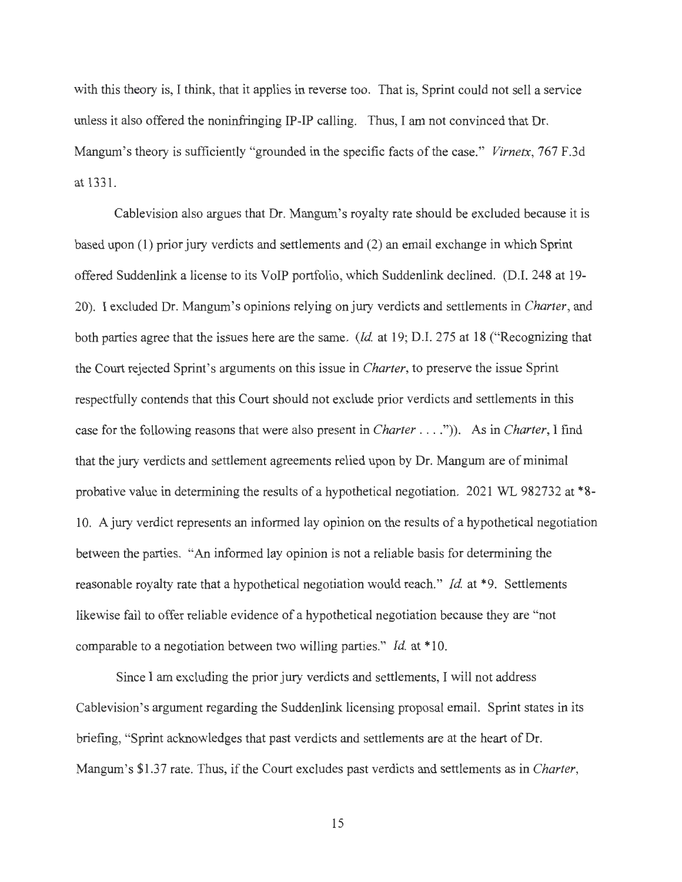with this theory is, I think, that it applies in reverse too. That is, Sprint could not sell a service unless it also offered the noninfringing IP-IP calling. Thus, I am not convinced that Dr. Mangum's theory is sufficiently "grounded in the specific facts of the case." *Virnetx*, 767 F.3d at 1331.

Cablevision also argues that Dr. Mangum's royalty rate should be excluded because it is based upon (1) prior jury verdicts and settlements and (2) an email exchange in which Sprint offered Suddenlink a license to its VoIP portfolio, which Suddenlink declined. (D.I. 248 at 19-20). I excluded Dr. Mangum's opinions relying on jury verdicts and settlements in *Charter*, and both parties agree that the issues here are the same. (*Id.* at 19; D.I. 275 at 18 ("Recognizing that the Court rejected Sprint's arguments on this issue in *Charter*, to preserve the issue Sprint respectfully contends that this Court should not exclude prior verdicts and settlements in this case for the following reasons that were also present in *Charter* . . . .")). As in *Charter*, I find that the jury verdicts and settlement agreements relied upon by Dr. Mangum are of minimal probative value in determining the results of a hypothetical negotiation. 2021 WL 982732 at *8-10. A jury verdict represents an informed lay opinion on the results of a hypothetical negotiation between the parties. "An informed lay opinion is not a reliable basis for determining the reasonable royalty rate that a hypothetical negotiation would reach." *Id.* at *9. Settlements likewise fail to offer reliable evidence of a hypothetical negotiation because they are "not comparable to a negotiation between two willing parties." *Id.* at *10.

Since I am excluding the prior jury verdicts and settlements, I will not address Cablevision's argument regarding the Suddenlink licensing proposal email. Sprint states in its briefing, "Sprint acknowledges that past verdicts and settlements are at the heart of Dr. Mangum's $1.37 rate. Thus, if the Court excludes past verdicts and settlements as in *Charter*,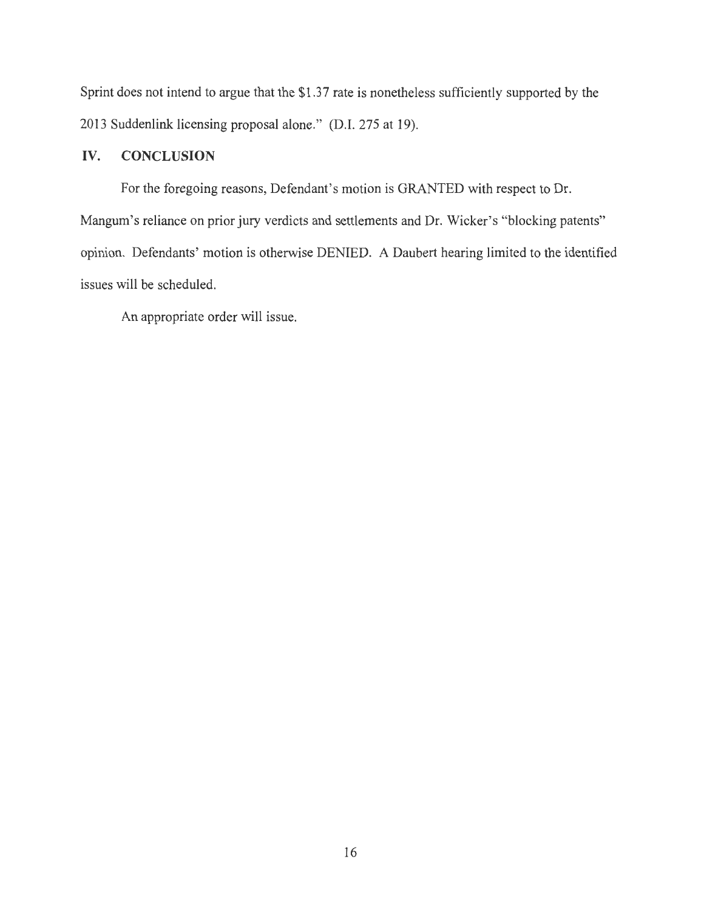Sprint does not intend to argue that the $1.37 rate is nonetheless sufficiently supported by the 2013 Suddenlink licensing proposal alone." (D.I. 275 at 19).

## IV. CONCLUSION

For the foregoing reasons, Defendant's motion is GRANTED with respect to Dr. Mangum's reliance on prior jury verdicts and settlements and Dr. Wicker's "blocking patents" opinion. Defendants' motion is otherwise DENIED. A Daubert hearing limited to the identified issues will be scheduled.

An appropriate order will issue.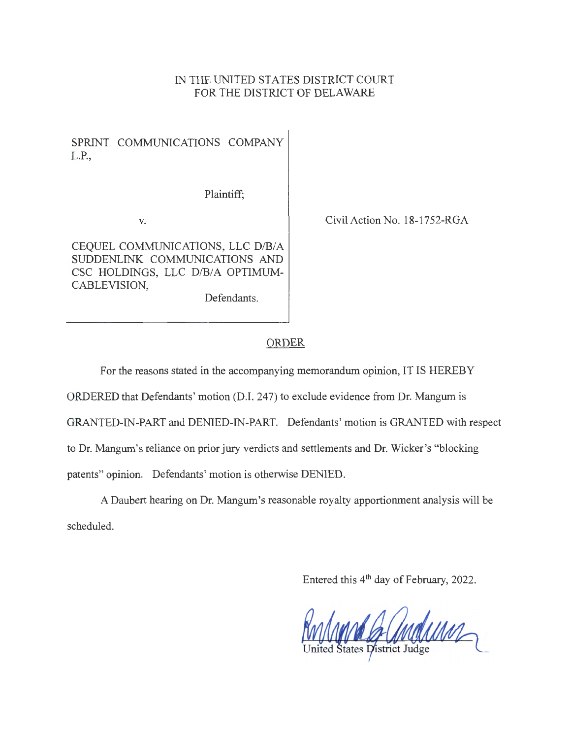IN THE UNITED STATES DISTRICT COURT
FOR THE DISTRICT OF DELAWARE

SPRINT COMMUNICATIONS COMPANY L.P.,

Plaintiff;

v.

CEQUEL COMMUNICATIONS, LLC D/B/A SUDDENLINK COMMUNICATIONS AND CSC HOLDINGS, LLC D/B/A OPTIMUM-CABLEVISION,

Defendants.

Civil Action No. 18-1752-RGA

## ORDER

For the reasons stated in the accompanying memorandum opinion, IT IS HEREBY ORDERED that Defendants' motion (D.I. 247) to exclude evidence from Dr. Mangum is GRANTED-IN-PART and DENIED-IN-PART. Defendants' motion is GRANTED with respect to Dr. Mangum's reliance on prior jury verdicts and settlements and Dr. Wicker's "blocking patents" opinion. Defendants' motion is otherwise DENIED.

A Daubert hearing on Dr. Mangum's reasonable royalty apportionment analysis will be scheduled.

Entered this 4th day of February, 2022.

United States District Judge